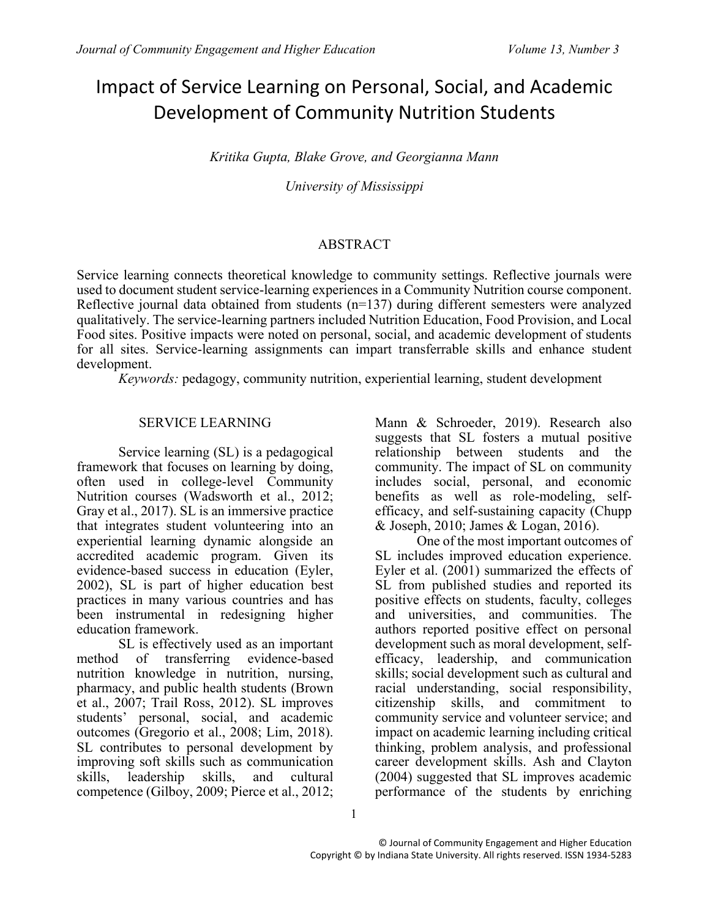# Impact of Service Learning on Personal, Social, and Academic Development of Community Nutrition Students

*Kritika Gupta, Blake Grove, and Georgianna Mann*

*University of Mississippi*

## ABSTRACT

Service learning connects theoretical knowledge to community settings. Reflective journals were used to document student service-learning experiences in a Community Nutrition course component. Reflective journal data obtained from students (n=137) during different semesters were analyzed qualitatively. The service-learning partners included Nutrition Education, Food Provision, and Local Food sites. Positive impacts were noted on personal, social, and academic development of students for all sites. Service-learning assignments can impart transferrable skills and enhance student development.

*Keywords:* pedagogy, community nutrition, experiential learning, student development

## SERVICE LEARNING

Service learning (SL) is a pedagogical framework that focuses on learning by doing, often used in college-level Community Nutrition courses (Wadsworth et al., 2012; Gray et al., 2017). SL is an immersive practice that integrates student volunteering into an experiential learning dynamic alongside an accredited academic program. Given its evidence-based success in education (Eyler, 2002), SL is part of higher education best practices in many various countries and has been instrumental in redesigning higher education framework.

SL is effectively used as an important method of transferring evidence-based nutrition knowledge in nutrition, nursing, pharmacy, and public health students (Brown et al., 2007; Trail Ross, 2012). SL improves students' personal, social, and academic outcomes (Gregorio et al., 2008; Lim, 2018). SL contributes to personal development by improving soft skills such as communication skills, leadership skills, and cultural competence (Gilboy, 2009; Pierce et al., 2012; Mann & Schroeder, 2019). Research also suggests that SL fosters a mutual positive relationship between students and the community. The impact of SL on community includes social, personal, and economic benefits as well as role-modeling, self-efficacy, and self-sustaining capacity (Chupp & Joseph, 2010; James & Logan, 2016).

One of the most important outcomes of SL includes improved education experience. Eyler et al. (2001) summarized the effects of SL from published studies and reported its positive effects on students, faculty, colleges and universities, and communities. The authors reported positive effect on personal development such as moral development, self-efficacy, leadership, and communication skills; social development such as cultural and racial understanding, social responsibility, citizenship skills, and commitment to community service and volunteer service; and impact on academic learning including critical thinking, problem analysis, and professional career development skills. Ash and Clayton (2004) suggested that SL improves academic performance of the students by enriching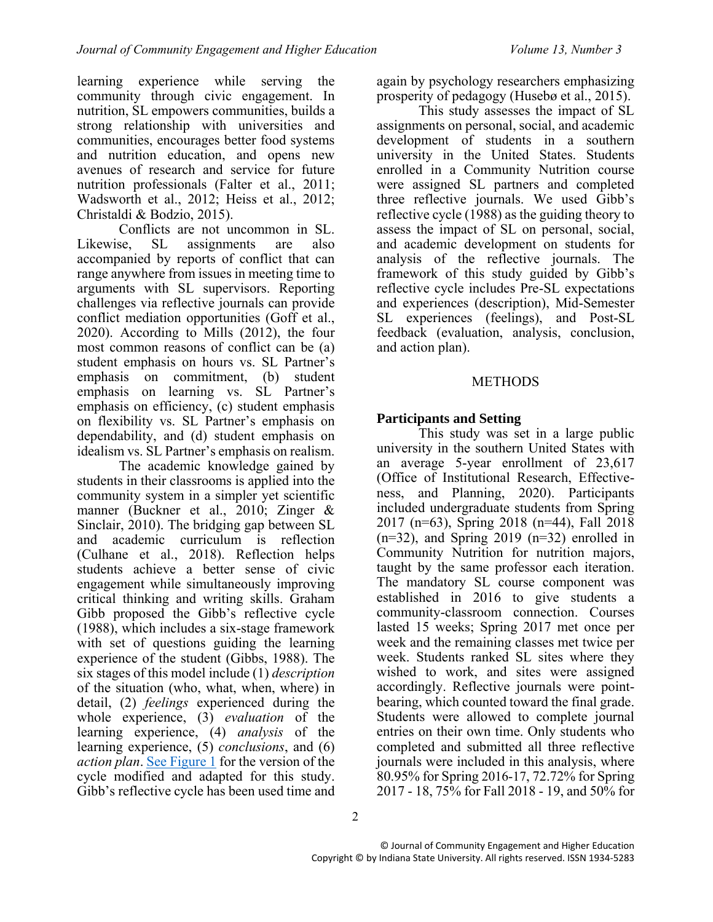learning experience while serving the community through civic engagement. In nutrition, SL empowers communities, builds a strong relationship with universities and communities, encourages better food systems and nutrition education, and opens new avenues of research and service for future nutrition professionals (Falter et al., 2011; Wadsworth et al., 2012; Heiss et al., 2012; Christaldi & Bodzio, 2015).

Conflicts are not uncommon in SL. Likewise, SL assignments are also accompanied by reports of conflict that can range anywhere from issues in meeting time to arguments with SL supervisors. Reporting challenges via reflective journals can provide conflict mediation opportunities (Goff et al., 2020). According to Mills (2012), the four most common reasons of conflict can be (a) student emphasis on hours vs. SL Partner's emphasis on commitment, (b) student emphasis on learning vs. SL Partner's emphasis on efficiency, (c) student emphasis on flexibility vs. SL Partner's emphasis on dependability, and (d) student emphasis on idealism vs. SL Partner's emphasis on realism.

The academic knowledge gained by students in their classrooms is applied into the community system in a simpler yet scientific manner (Buckner et al., 2010; Zinger & Sinclair, 2010). The bridging gap between SL and academic curriculum is reflection (Culhane et al., 2018). Reflection helps students achieve a better sense of civic engagement while simultaneously improving critical thinking and writing skills. Graham Gibb proposed the Gibb's reflective cycle (1988), which includes a six-stage framework with set of questions guiding the learning experience of the student (Gibbs, 1988). The six stages of this model include (1) *description* of the situation (who, what, when, where) in detail, (2) *feelings* experienced during the whole experience, (3) *evaluation* of the learning experience, (4) *analysis* of the learning experience, (5) *conclusions*, and (6) *action plan*. See Figure 1 for the version of the cycle modified and adapted for this study. Gibb's reflective cycle has been used time and again by psychology researchers emphasizing prosperity of pedagogy (Husebø et al., 2015).

This study assesses the impact of SL assignments on personal, social, and academic development of students in a southern university in the United States. Students enrolled in a Community Nutrition course were assigned SL partners and completed three reflective journals. We used Gibb's reflective cycle (1988) as the guiding theory to assess the impact of SL on personal, social, and academic development on students for analysis of the reflective journals. The framework of this study guided by Gibb's reflective cycle includes Pre-SL expectations and experiences (description), Mid-Semester SL experiences (feelings), and Post-SL feedback (evaluation, analysis, conclusion, and action plan).

## METHODS

### Participants and Setting

This study was set in a large public university in the southern United States with an average 5-year enrollment of 23,617 (Office of Institutional Research, Effectiveness, and Planning, 2020). Participants included undergraduate students from Spring 2017 (n=63), Spring 2018 (n=44), Fall 2018 (n=32), and Spring 2019 (n=32) enrolled in Community Nutrition for nutrition majors, taught by the same professor each iteration. The mandatory SL course component was established in 2016 to give students a community-classroom connection. Courses lasted 15 weeks; Spring 2017 met once per week and the remaining classes met twice per week. Students ranked SL sites where they wished to work, and sites were assigned accordingly. Reflective journals were point-bearing, which counted toward the final grade. Students were allowed to complete journal entries on their own time. Only students who completed and submitted all three reflective journals were included in this analysis, where 80.95% for Spring 2016-17, 72.72% for Spring 2017 - 18, 75% for Fall 2018 - 19, and 50% for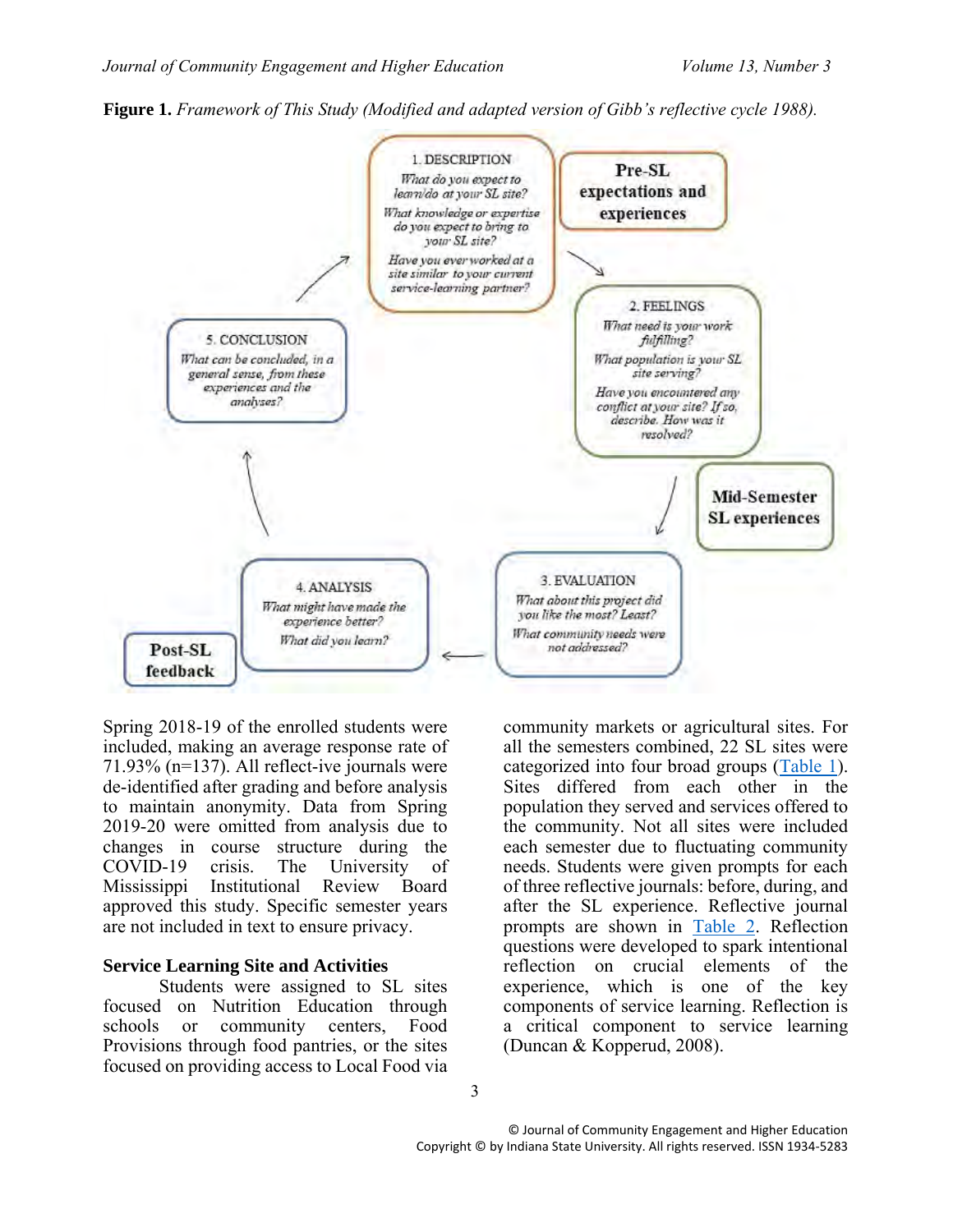**Figure 1.** *Framework of This Study (Modified and adapted version of Gibb's reflective cycle 1988).*

1. DESCRIPTION
*What do you expect to learn/do at your SL site?*
*What knowledge or expertise do you expect to bring to your SL site?*
*Have you ever worked at a site similar to your current service-learning partner?*

**Pre-SL expectations and experiences**

2. FEELINGS
*What need is your work fulfilling?*
*What population is your SL site serving?*
*Have you encountered any conflict at your site? If so, describe. How was it resolved?*

**Mid-Semester SL experiences**

3. EVALUATION
*What about this project did you like the most? Least?*
*What community needs were not addressed?*

4. ANALYSIS
*What might have made the experience better?*
*What did you learn?*

**Post-SL feedback**

5. CONCLUSION
*What can be concluded, in a general sense, from these experiences and the analyses?*

Spring 2018-19 of the enrolled students were included, making an average response rate of 71.93% (n=137). All reflect-ive journals were de-identified after grading and before analysis to maintain anonymity. Data from Spring 2019-20 were omitted from analysis due to changes in course structure during the COVID-19 crisis. The University of Mississippi Institutional Review Board approved this study. Specific semester years are not included in text to ensure privacy.

### Service Learning Site and Activities

Students were assigned to SL sites focused on Nutrition Education through schools or community centers, Food Provisions through food pantries, or the sites focused on providing access to Local Food via community markets or agricultural sites. For all the semesters combined, 22 SL sites were categorized into four broad groups (Table 1). Sites differed from each other in the population they served and services offered to the community. Not all sites were included each semester due to fluctuating community needs. Students were given prompts for each of three reflective journals: before, during, and after the SL experience. Reflective journal prompts are shown in Table 2. Reflection questions were developed to spark intentional reflection on crucial elements of the experience, which is one of the key components of service learning. Reflection is a critical component to service learning (Duncan & Kopperud, 2008).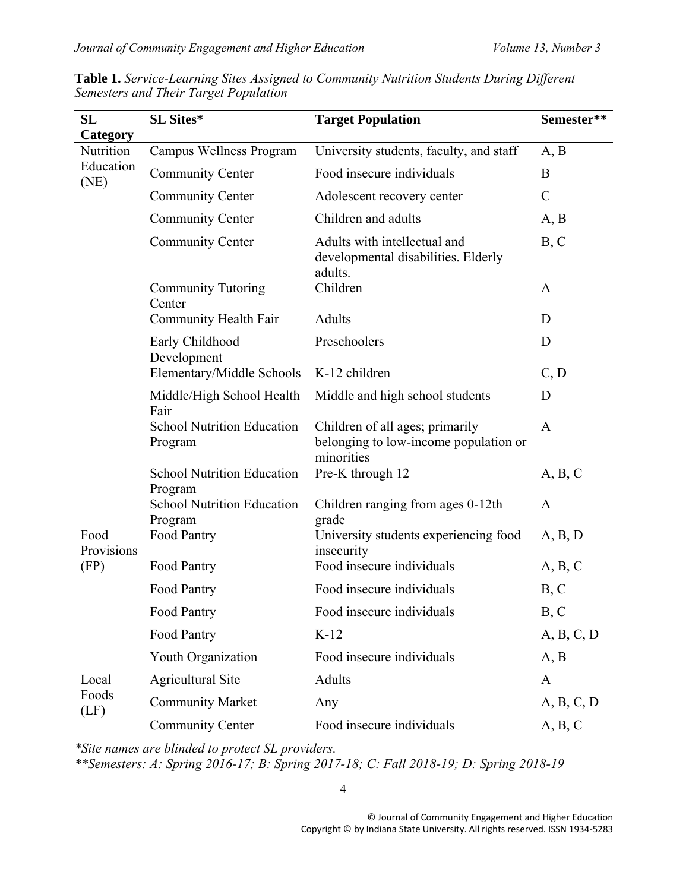**Table 1.** *Service-Learning Sites Assigned to Community Nutrition Students During Different Semesters and Their Target Population*

| SL Category | SL Sites* | Target Population | Semester** |
|---|---|---|---|
| Nutrition Education (NE) | Campus Wellness Program | University students, faculty, and staff | A, B |
| | Community Center | Food insecure individuals | B |
| | Community Center | Adolescent recovery center | C |
| | Community Center | Children and adults | A, B |
| | Community Center | Adults with intellectual and developmental disabilities. Elderly adults. | B, C |
| | Community Tutoring Center | Children | A |
| | Community Health Fair | Adults | D |
| | Early Childhood Development | Preschoolers | D |
| | Elementary/Middle Schools | K-12 children | C, D |
| | Middle/High School Health Fair | Middle and high school students | D |
| | School Nutrition Education Program | Children of all ages; primarily belonging to low-income population or minorities | A |
| | School Nutrition Education Program | Pre-K through 12 | A, B, C |
| | School Nutrition Education Program | Children ranging from ages 0-12th grade | A |
| Food Provisions (FP) | Food Pantry | University students experiencing food insecurity | A, B, D |
| | Food Pantry | Food insecure individuals | A, B, C |
| | Food Pantry | Food insecure individuals | B, C |
| | Food Pantry | Food insecure individuals | B, C |
| | Food Pantry | K-12 | A, B, C, D |
| | Youth Organization | Food insecure individuals | A, B |
| Local Foods (LF) | Agricultural Site | Adults | A |
| | Community Market | Any | A, B, C, D |
| | Community Center | Food insecure individuals | A, B, C |

*Site names are blinded to protect SL providers.*
***Semesters: A: Spring 2016-17; B: Spring 2017-18; C: Fall 2018-19; D: Spring 2018-19*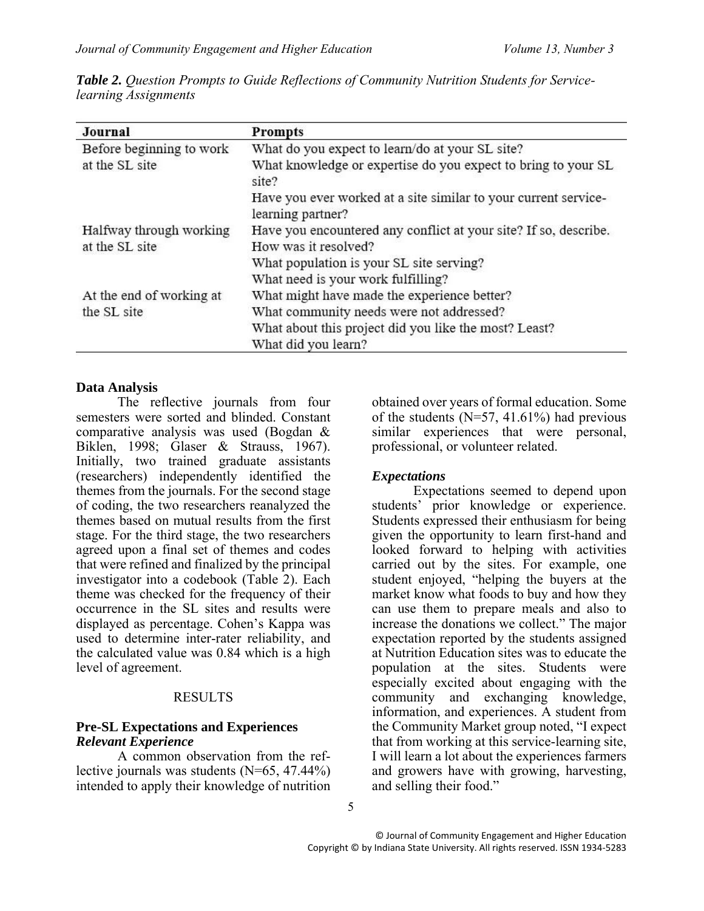***Table 2.*** *Question Prompts to Guide Reflections of Community Nutrition Students for Service-learning Assignments*

| Journal | Prompts |
|---|---|
| Before beginning to work at the SL site | What do you expect to learn/do at your SL site? |
| | What knowledge or expertise do you expect to bring to your SL site? |
| | Have you ever worked at a site similar to your current service-learning partner? |
| Halfway through working at the SL site | Have you encountered any conflict at your site? If so, describe. How was it resolved? |
| | What population is your SL site serving? |
| | What need is your work fulfilling? |
| At the end of working at the SL site | What might have made the experience better? |
| | What community needs were not addressed? |
| | What about this project did you like the most? Least? |
| | What did you learn? |

**Data Analysis**

The reflective journals from four semesters were sorted and blinded. Constant comparative analysis was used (Bogdan & Biklen, 1998; Glaser & Strauss, 1967). Initially, two trained graduate assistants (researchers) independently identified the themes from the journals. For the second stage of coding, the two researchers reanalyzed the themes based on mutual results from the first stage. For the third stage, the two researchers agreed upon a final set of themes and codes that were refined and finalized by the principal investigator into a codebook (Table 2). Each theme was checked for the frequency of their occurrence in the SL sites and results were displayed as percentage. Cohen's Kappa was used to determine inter-rater reliability, and the calculated value was 0.84 which is a high level of agreement.

## RESULTS

**Pre-SL Expectations and Experiences**

***Relevant Experience***

A common observation from the reflective journals was students (N=65, 47.44%) intended to apply their knowledge of nutrition obtained over years of formal education. Some of the students (N=57, 41.61%) had previous similar experiences that were personal, professional, or volunteer related.

***Expectations***

Expectations seemed to depend upon students' prior knowledge or experience. Students expressed their enthusiasm for being given the opportunity to learn first-hand and looked forward to helping with activities carried out by the sites. For example, one student enjoyed, "helping the buyers at the market know what foods to buy and how they can use them to prepare meals and also to increase the donations we collect." The major expectation reported by the students assigned at Nutrition Education sites was to educate the population at the sites. Students were especially excited about engaging with the community and exchanging knowledge, information, and experiences. A student from the Community Market group noted, "I expect that from working at this service-learning site, I will learn a lot about the experiences farmers and growers have with growing, harvesting, and selling their food."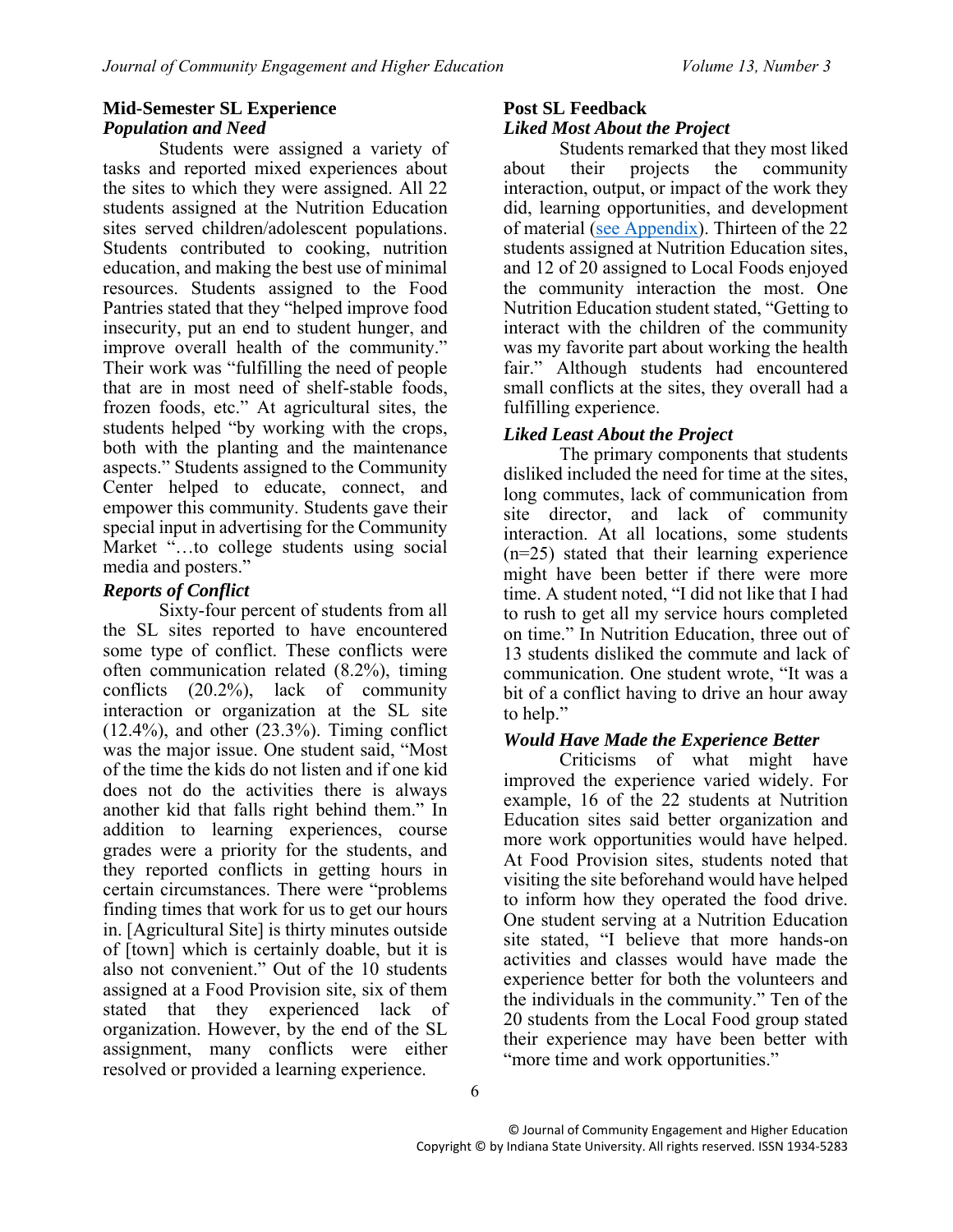## Mid-Semester SL Experience

### *Population and Need*

Students were assigned a variety of tasks and reported mixed experiences about the sites to which they were assigned. All 22 students assigned at the Nutrition Education sites served children/adolescent populations. Students contributed to cooking, nutrition education, and making the best use of minimal resources. Students assigned to the Food Pantries stated that they "helped improve food insecurity, put an end to student hunger, and improve overall health of the community." Their work was "fulfilling the need of people that are in most need of shelf-stable foods, frozen foods, etc." At agricultural sites, the students helped "by working with the crops, both with the planting and the maintenance aspects." Students assigned to the Community Center helped to educate, connect, and empower this community. Students gave their special input in advertising for the Community Market "…to college students using social media and posters."

### *Reports of Conflict*

Sixty-four percent of students from all the SL sites reported to have encountered some type of conflict. These conflicts were often communication related (8.2%), timing conflicts (20.2%), lack of community interaction or organization at the SL site (12.4%), and other (23.3%). Timing conflict was the major issue. One student said, "Most of the time the kids do not listen and if one kid does not do the activities there is always another kid that falls right behind them." In addition to learning experiences, course grades were a priority for the students, and they reported conflicts in getting hours in certain circumstances. There were "problems finding times that work for us to get our hours in. [Agricultural Site] is thirty minutes outside of [town] which is certainly doable, but it is also not convenient." Out of the 10 students assigned at a Food Provision site, six of them stated that they experienced lack of organization. However, by the end of the SL assignment, many conflicts were either resolved or provided a learning experience.

## Post SL Feedback

### *Liked Most About the Project*

Students remarked that they most liked about their projects the community interaction, output, or impact of the work they did, learning opportunities, and development of material (see Appendix). Thirteen of the 22 students assigned at Nutrition Education sites, and 12 of 20 assigned to Local Foods enjoyed the community interaction the most. One Nutrition Education student stated, "Getting to interact with the children of the community was my favorite part about working the health fair." Although students had encountered small conflicts at the sites, they overall had a fulfilling experience.

### *Liked Least About the Project*

The primary components that students disliked included the need for time at the sites, long commutes, lack of communication from site director, and lack of community interaction. At all locations, some students (n=25) stated that their learning experience might have been better if there were more time. A student noted, "I did not like that I had to rush to get all my service hours completed on time." In Nutrition Education, three out of 13 students disliked the commute and lack of communication. One student wrote, "It was a bit of a conflict having to drive an hour away to help."

### *Would Have Made the Experience Better*

Criticisms of what might have improved the experience varied widely. For example, 16 of the 22 students at Nutrition Education sites said better organization and more work opportunities would have helped. At Food Provision sites, students noted that visiting the site beforehand would have helped to inform how they operated the food drive. One student serving at a Nutrition Education site stated, "I believe that more hands-on activities and classes would have made the experience better for both the volunteers and the individuals in the community." Ten of the 20 students from the Local Food group stated their experience may have been better with "more time and work opportunities."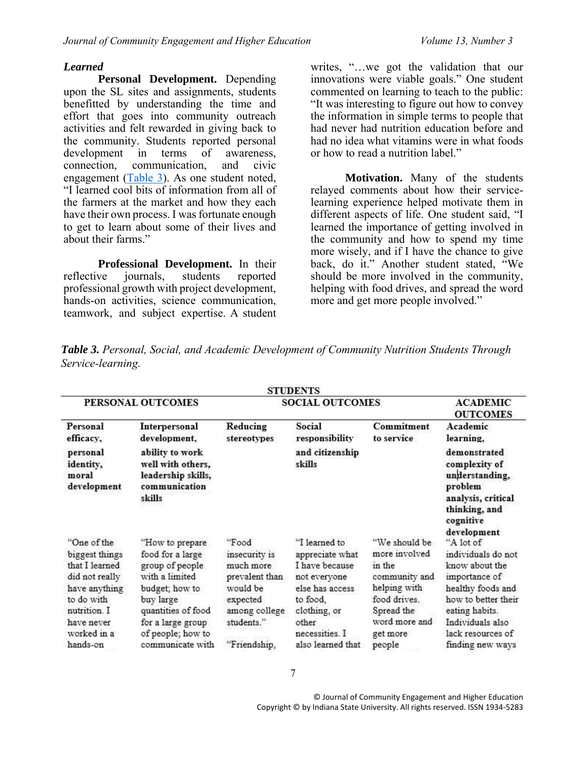### *Learned*

**Personal Development.** Depending upon the SL sites and assignments, students benefitted by understanding the time and effort that goes into community outreach activities and felt rewarded in giving back to the community. Students reported personal development in terms of awareness, connection, communication, and civic engagement (Table 3). As one student noted, "I learned cool bits of information from all of the farmers at the market and how they each have their own process. I was fortunate enough to get to learn about some of their lives and about their farms."

**Professional Development.** In their reflective journals, students reported professional growth with project development, hands-on activities, science communication, teamwork, and subject expertise. A student writes, "…we got the validation that our innovations were viable goals." One student commented on learning to teach to the public: "It was interesting to figure out how to convey the information in simple terms to people that had never had nutrition education before and had no idea what vitamins were in what foods or how to read a nutrition label."

**Motivation.** Many of the students relayed comments about how their service-learning experience helped motivate them in different aspects of life. One student said, "I learned the importance of getting involved in the community and how to spend my time more wisely, and if I have the chance to give back, do it." Another student stated, "We should be more involved in the community, helping with food drives, and spread the word more and get more people involved."

***Table 3.*** *Personal, Social, and Academic Development of Community Nutrition Students Through Service-learning.*

| STUDENTS | | | | | |
|---|---|---|---|---|---|
| **PERSONAL OUTCOMES** | | **SOCIAL OUTCOMES** | | | **ACADEMIC OUTCOMES** |
| **Personal efficacy, personal identity, moral development** | **Interpersonal development, ability to work well with others, leadership skills, communication skills** | **Reducing stereotypes** | **Social responsibility and citizenship skills** | **Commitment to service** | **Academic learning, demonstrated complexity of understanding, problem analysis, critical thinking, and cognitive development** |
| "One of the biggest things that I learned did not really have anything to do with nutrition. I have never worked in a hands-on | "How to prepare food for a large group of people with a limited budget; how to buy large quantities of food for a large group of people; how to communicate with | "Food insecurity is much more prevalent than would be expected among college students."<br><br>"Friendship, | "I learned to appreciate what I have because not everyone else has access to food, clothing, or other necessities. I also learned that | "We should be more involved in the community and helping with food drives. Spread the word more and get more people | "A lot of individuals do not know about the importance of healthy foods and how to better their eating habits. Individuals also lack resources of finding new ways |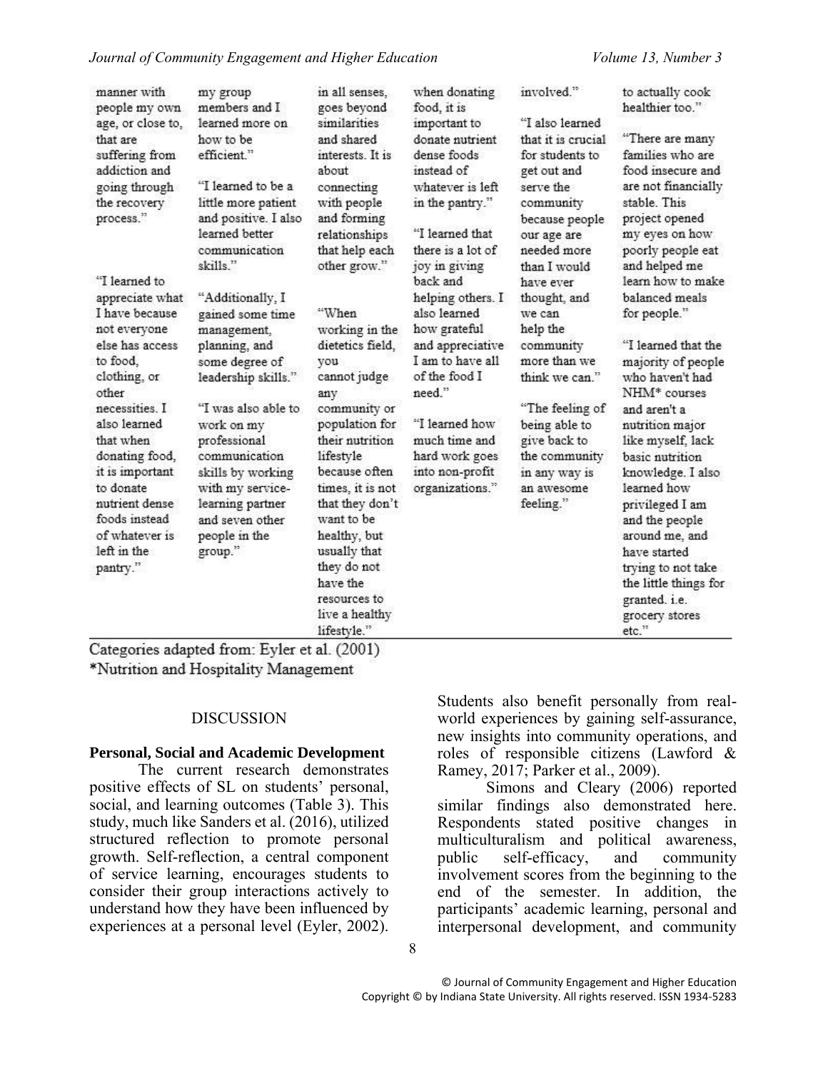| | | | | | |
|---|---|---|---|---|---|
| manner with people my own age, or close to, that are suffering from addiction and going through the recovery process."<br><br>"I learned to appreciate what I have because not everyone else has access to food, clothing, or other necessities. I also learned that when donating food, it is important to donate nutrient dense foods instead of whatever is left in the pantry." | my group members and I learned more on how to be efficient."<br><br>"I learned to be a little more patient and positive. I also learned better communication skills."<br><br>"Additionally, I gained some time management, planning, and some degree of leadership skills."<br><br>"I was also able to work on my professional communication skills by working with my service-learning partner and seven other people in the group." | in all senses, goes beyond similarities and shared interests. It is about connecting with people and forming relationships that help each other grow."<br><br>"When working in the dietetics field, you cannot judge any community or population for their nutrition lifestyle because often times, it is not that they don't want to be healthy, but usually that they do not have the resources to live a healthy lifestyle." | when donating food, it is important to donate nutrient dense foods instead of whatever is left in the pantry."<br><br>"I learned that there is a lot of joy in giving back and helping others. I also learned how grateful and appreciative I am to have all of the food I need."<br><br>"I learned how much time and hard work goes into non-profit organizations." | involved."<br><br>"I also learned that it is crucial for students to get out and serve the community because people our age are needed more than I would have ever thought, and we can help the community more than we think we can."<br><br>"The feeling of being able to give back to the community in any way is an awesome feeling." | to actually cook healthier too."<br><br>"There are many families who are food insecure and are not financially stable. This project opened my eyes on how poorly people eat and helped me learn how to make balanced meals for people."<br><br>"I learned that the majority of people who haven't had NHM* courses and aren't a nutrition major like myself, lack basic nutrition knowledge. I also learned how privileged I am and the people around me, and have started trying to not take the little things for granted. i.e. grocery stores etc." |

Categories adapted from: Eyler et al. (2001)
*Nutrition and Hospitality Management

## DISCUSSION

### Personal, Social and Academic Development

The current research demonstrates positive effects of SL on students' personal, social, and learning outcomes (Table 3). This study, much like Sanders et al. (2016), utilized structured reflection to promote personal growth. Self-reflection, a central component of service learning, encourages students to consider their group interactions actively to understand how they have been influenced by experiences at a personal level (Eyler, 2002). Students also benefit personally from real-world experiences by gaining self-assurance, new insights into community operations, and roles of responsible citizens (Lawford & Ramey, 2017; Parker et al., 2009).

Simons and Cleary (2006) reported similar findings also demonstrated here. Respondents stated positive changes in multiculturalism and political awareness, public self-efficacy, and community involvement scores from the beginning to the end of the semester. In addition, the participants' academic learning, personal and interpersonal development, and community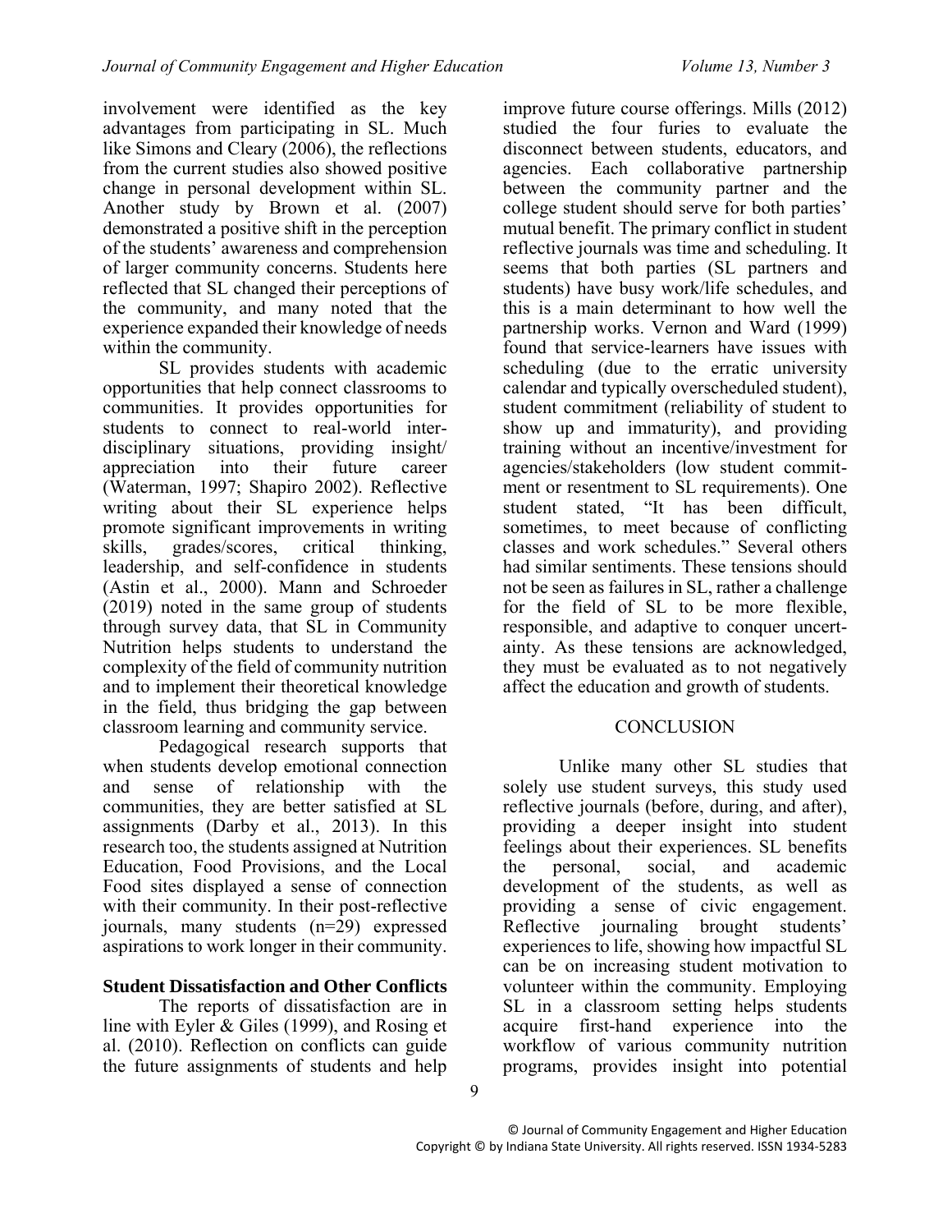involvement were identified as the key advantages from participating in SL. Much like Simons and Cleary (2006), the reflections from the current studies also showed positive change in personal development within SL. Another study by Brown et al. (2007) demonstrated a positive shift in the perception of the students' awareness and comprehension of larger community concerns. Students here reflected that SL changed their perceptions of the community, and many noted that the experience expanded their knowledge of needs within the community.

SL provides students with academic opportunities that help connect classrooms to communities. It provides opportunities for students to connect to real-world inter-disciplinary situations, providing insight/appreciation into their future career (Waterman, 1997; Shapiro 2002). Reflective writing about their SL experience helps promote significant improvements in writing skills, grades/scores, critical thinking, leadership, and self-confidence in students (Astin et al., 2000). Mann and Schroeder (2019) noted in the same group of students through survey data, that SL in Community Nutrition helps students to understand the complexity of the field of community nutrition and to implement their theoretical knowledge in the field, thus bridging the gap between classroom learning and community service.

Pedagogical research supports that when students develop emotional connection and sense of relationship with the communities, they are better satisfied at SL assignments (Darby et al., 2013). In this research too, the students assigned at Nutrition Education, Food Provisions, and the Local Food sites displayed a sense of connection with their community. In their post-reflective journals, many students (n=29) expressed aspirations to work longer in their community.

### Student Dissatisfaction and Other Conflicts

The reports of dissatisfaction are in line with Eyler & Giles (1999), and Rosing et al. (2010). Reflection on conflicts can guide the future assignments of students and help improve future course offerings. Mills (2012) studied the four furies to evaluate the disconnect between students, educators, and agencies. Each collaborative partnership between the community partner and the college student should serve for both parties' mutual benefit. The primary conflict in student reflective journals was time and scheduling. It seems that both parties (SL partners and students) have busy work/life schedules, and this is a main determinant to how well the partnership works. Vernon and Ward (1999) found that service-learners have issues with scheduling (due to the erratic university calendar and typically overscheduled student), student commitment (reliability of student to show up and immaturity), and providing training without an incentive/investment for agencies/stakeholders (low student commitment or resentment to SL requirements). One student stated, "It has been difficult, sometimes, to meet because of conflicting classes and work schedules." Several others had similar sentiments. These tensions should not be seen as failures in SL, rather a challenge for the field of SL to be more flexible, responsible, and adaptive to conquer uncertainty. As these tensions are acknowledged, they must be evaluated as to not negatively affect the education and growth of students.

## CONCLUSION

Unlike many other SL studies that solely use student surveys, this study used reflective journals (before, during, and after), providing a deeper insight into student feelings about their experiences. SL benefits the personal, social, and academic development of the students, as well as providing a sense of civic engagement. Reflective journaling brought students' experiences to life, showing how impactful SL can be on increasing student motivation to volunteer within the community. Employing SL in a classroom setting helps students acquire first-hand experience into the workflow of various community nutrition programs, provides insight into potential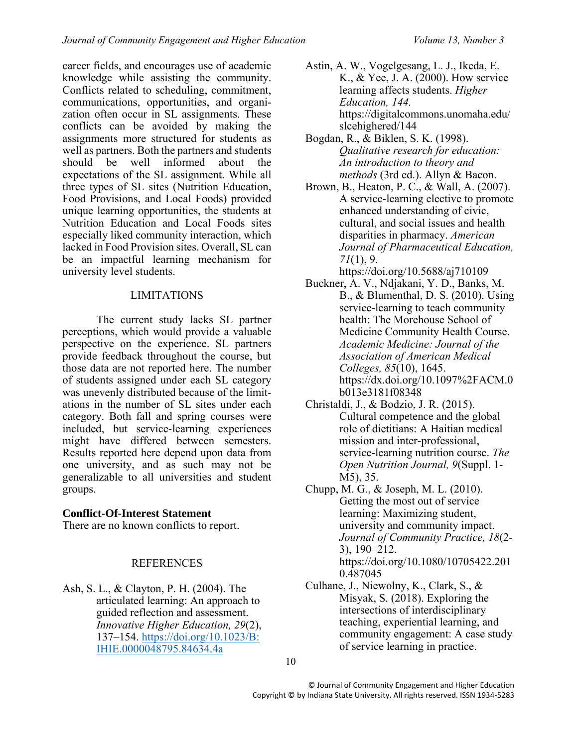career fields, and encourages use of academic knowledge while assisting the community. Conflicts related to scheduling, commitment, communications, opportunities, and organization often occur in SL assignments. These conflicts can be avoided by making the assignments more structured for students as well as partners. Both the partners and students should be well informed about the expectations of the SL assignment. While all three types of SL sites (Nutrition Education, Food Provisions, and Local Foods) provided unique learning opportunities, the students at Nutrition Education and Local Foods sites especially liked community interaction, which lacked in Food Provision sites. Overall, SL can be an impactful learning mechanism for university level students.

## LIMITATIONS

The current study lacks SL partner perceptions, which would provide a valuable perspective on the experience. SL partners provide feedback throughout the course, but those data are not reported here. The number of students assigned under each SL category was unevenly distributed because of the limitations in the number of SL sites under each category. Both fall and spring courses were included, but service-learning experiences might have differed between semesters. Results reported here depend upon data from one university, and as such may not be generalizable to all universities and student groups.

**Conflict-Of-Interest Statement**
There are no known conflicts to report.

## REFERENCES

Ash, S. L., & Clayton, P. H. (2004). The articulated learning: An approach to guided reflection and assessment. *Innovative Higher Education, 29*(2), 137–154. https://doi.org/10.1023/B:IHIE.0000048795.84634.4a

Astin, A. W., Vogelgesang, L. J., Ikeda, E. K., & Yee, J. A. (2000). How service learning affects students. *Higher Education, 144.* https://digitalcommons.unomaha.edu/slcehighered/144

Bogdan, R., & Biklen, S. K. (1998). *Qualitative research for education: An introduction to theory and methods* (3rd ed.). Allyn & Bacon.

Brown, B., Heaton, P. C., & Wall, A. (2007). A service-learning elective to promote enhanced understanding of civic, cultural, and social issues and health disparities in pharmacy. *American Journal of Pharmaceutical Education, 71*(1), 9. https://doi.org/10.5688/aj710109

Buckner, A. V., Ndjakani, Y. D., Banks, M. B., & Blumenthal, D. S. (2010). Using service-learning to teach community health: The Morehouse School of Medicine Community Health Course. *Academic Medicine: Journal of the Association of American Medical Colleges, 85*(10), 1645. https://dx.doi.org/10.1097%2FACM.0b013e3181f08348

Christaldi, J., & Bodzio, J. R. (2015). Cultural competence and the global role of dietitians: A Haitian medical mission and inter-professional, service-learning nutrition course. *The Open Nutrition Journal, 9*(Suppl. 1-M5), 35.

Chupp, M. G., & Joseph, M. L. (2010). Getting the most out of service learning: Maximizing student, university and community impact. *Journal of Community Practice, 18*(2-3), 190–212. https://doi.org/10.1080/10705422.2010.487045

Culhane, J., Niewolny, K., Clark, S., & Misyak, S. (2018). Exploring the intersections of interdisciplinary teaching, experiential learning, and community engagement: A case study of service learning in practice.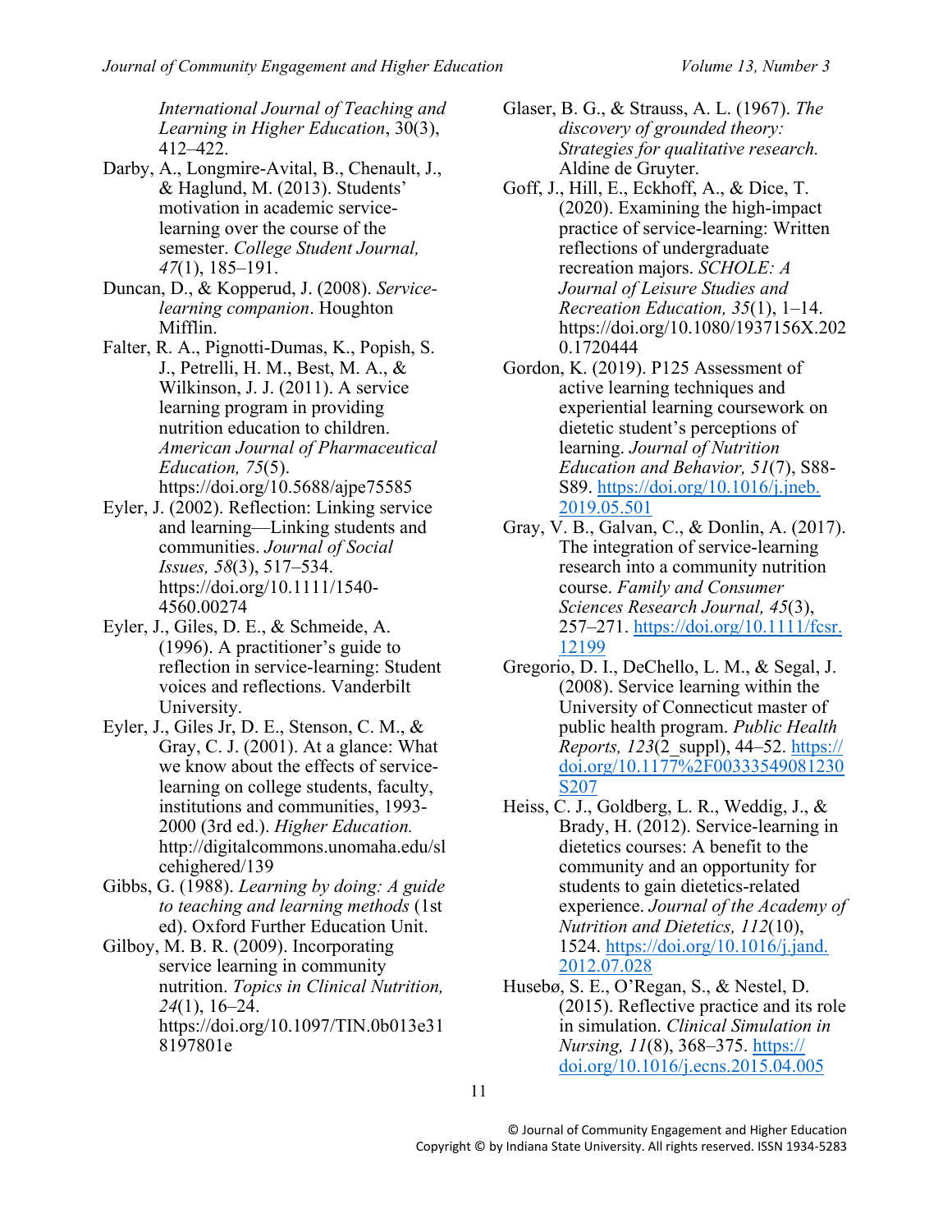*International Journal of Teaching and Learning in Higher Education*, 30(3), 412–422.

Darby, A., Longmire-Avital, B., Chenault, J., & Haglund, M. (2013). Students' motivation in academic service-learning over the course of the semester. *College Student Journal, 47*(1), 185–191.

Duncan, D., & Kopperud, J. (2008). *Service-learning companion*. Houghton Mifflin.

Falter, R. A., Pignotti-Dumas, K., Popish, S. J., Petrelli, H. M., Best, M. A., & Wilkinson, J. J. (2011). A service learning program in providing nutrition education to children. *American Journal of Pharmaceutical Education, 75*(5). https://doi.org/10.5688/ajpe75585

Eyler, J. (2002). Reflection: Linking service and learning—Linking students and communities. *Journal of Social Issues, 58*(3), 517–534. https://doi.org/10.1111/1540-4560.00274

Eyler, J., Giles, D. E., & Schmeide, A. (1996). A practitioner's guide to reflection in service-learning: Student voices and reflections. Vanderbilt University.

Eyler, J., Giles Jr, D. E., Stenson, C. M., & Gray, C. J. (2001). At a glance: What we know about the effects of service-learning on college students, faculty, institutions and communities, 1993-2000 (3rd ed.). *Higher Education.* http://digitalcommons.unomaha.edu/slcehighered/139

Gibbs, G. (1988). *Learning by doing: A guide to teaching and learning methods* (1st ed). Oxford Further Education Unit.

Gilboy, M. B. R. (2009). Incorporating service learning in community nutrition. *Topics in Clinical Nutrition, 24*(1), 16–24. https://doi.org/10.1097/TIN.0b013e318197801e

Glaser, B. G., & Strauss, A. L. (1967). *The discovery of grounded theory: Strategies for qualitative research.* Aldine de Gruyter.

Goff, J., Hill, E., Eckhoff, A., & Dice, T. (2020). Examining the high-impact practice of service-learning: Written reflections of undergraduate recreation majors. *SCHOLE: A Journal of Leisure Studies and Recreation Education, 35*(1), 1–14. https://doi.org/10.1080/1937156X.2020.1720444

Gordon, K. (2019). P125 Assessment of active learning techniques and experiential learning coursework on dietetic student's perceptions of learning. *Journal of Nutrition Education and Behavior, 51*(7), S88-S89. https://doi.org/10.1016/j.jneb.2019.05.501

Gray, V. B., Galvan, C., & Donlin, A. (2017). The integration of service-learning research into a community nutrition course. *Family and Consumer Sciences Research Journal, 45*(3), 257–271. https://doi.org/10.1111/fcsr.12199

Gregorio, D. I., DeChello, L. M., & Segal, J. (2008). Service learning within the University of Connecticut master of public health program. *Public Health Reports, 123*(2_suppl), 44–52. https://doi.org/10.1177%2F00333549081230S207

Heiss, C. J., Goldberg, L. R., Weddig, J., & Brady, H. (2012). Service-learning in dietetics courses: A benefit to the community and an opportunity for students to gain dietetics-related experience. *Journal of the Academy of Nutrition and Dietetics, 112*(10), 1524. https://doi.org/10.1016/j.jand.2012.07.028

Husebø, S. E., O'Regan, S., & Nestel, D. (2015). Reflective practice and its role in simulation. *Clinical Simulation in Nursing, 11*(8), 368–375. https://doi.org/10.1016/j.ecns.2015.04.005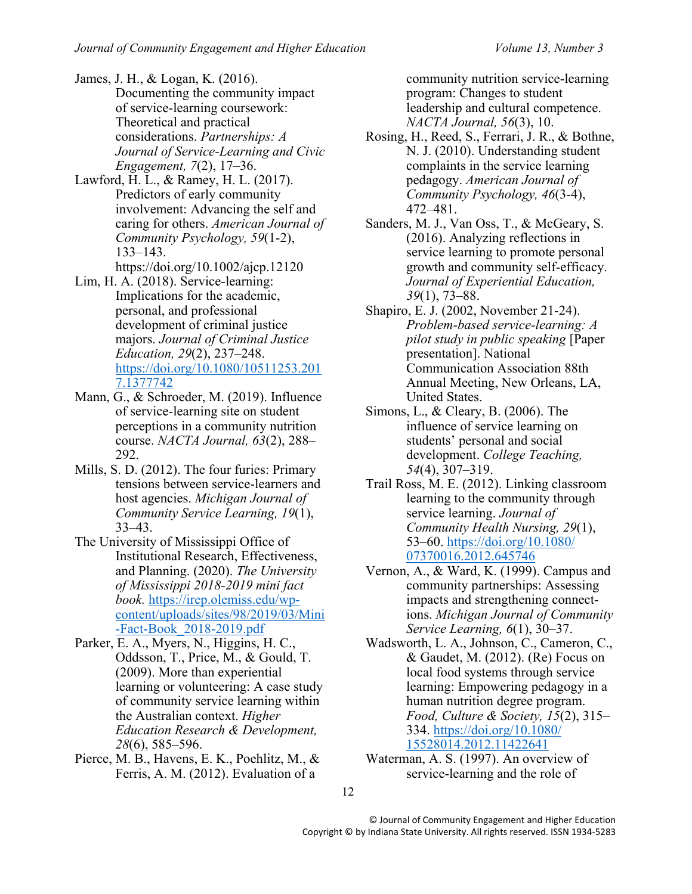James, J. H., & Logan, K. (2016). Documenting the community impact of service-learning coursework: Theoretical and practical considerations. *Partnerships: A Journal of Service-Learning and Civic Engagement, 7*(2), 17–36.

Lawford, H. L., & Ramey, H. L. (2017). Predictors of early community involvement: Advancing the self and caring for others. *American Journal of Community Psychology, 59*(1-2), 133–143. https://doi.org/10.1002/ajcp.12120

Lim, H. A. (2018). Service-learning: Implications for the academic, personal, and professional development of criminal justice majors. *Journal of Criminal Justice Education, 29*(2), 237–248. https://doi.org/10.1080/10511253.2017.1377742

Mann, G., & Schroeder, M. (2019). Influence of service-learning site on student perceptions in a community nutrition course. *NACTA Journal, 63*(2), 288–292.

Mills, S. D. (2012). The four furies: Primary tensions between service-learners and host agencies. *Michigan Journal of Community Service Learning, 19*(1), 33–43.

The University of Mississippi Office of Institutional Research, Effectiveness, and Planning. (2020). *The University of Mississippi 2018-2019 mini fact book.* https://irep.olemiss.edu/wp-content/uploads/sites/98/2019/03/Mini-Fact-Book_2018-2019.pdf

Parker, E. A., Myers, N., Higgins, H. C., Oddsson, T., Price, M., & Gould, T. (2009). More than experiential learning or volunteering: A case study of community service learning within the Australian context. *Higher Education Research & Development, 28*(6), 585–596.

Pierce, M. B., Havens, E. K., Poehlitz, M., & Ferris, A. M. (2012). Evaluation of a community nutrition service-learning program: Changes to student leadership and cultural competence. *NACTA Journal, 56*(3), 10.

Rosing, H., Reed, S., Ferrari, J. R., & Bothne, N. J. (2010). Understanding student complaints in the service learning pedagogy. *American Journal of Community Psychology, 46*(3-4), 472–481.

Sanders, M. J., Van Oss, T., & McGeary, S. (2016). Analyzing reflections in service learning to promote personal growth and community self-efficacy. *Journal of Experiential Education, 39*(1), 73–88.

Shapiro, E. J. (2002, November 21-24). *Problem-based service-learning: A pilot study in public speaking* [Paper presentation]. National Communication Association 88th Annual Meeting, New Orleans, LA, United States.

Simons, L., & Cleary, B. (2006). The influence of service learning on students' personal and social development. *College Teaching, 54*(4), 307–319.

Trail Ross, M. E. (2012). Linking classroom learning to the community through service learning. *Journal of Community Health Nursing, 29*(1), 53–60. https://doi.org/10.1080/07370016.2012.645746

Vernon, A., & Ward, K. (1999). Campus and community partnerships: Assessing impacts and strengthening connections. *Michigan Journal of Community Service Learning, 6*(1), 30–37.

Wadsworth, L. A., Johnson, C., Cameron, C., & Gaudet, M. (2012). (Re) Focus on local food systems through service learning: Empowering pedagogy in a human nutrition degree program. *Food, Culture & Society, 15*(2), 315–334. https://doi.org/10.1080/15528014.2012.11422641

Waterman, A. S. (1997). An overview of service-learning and the role of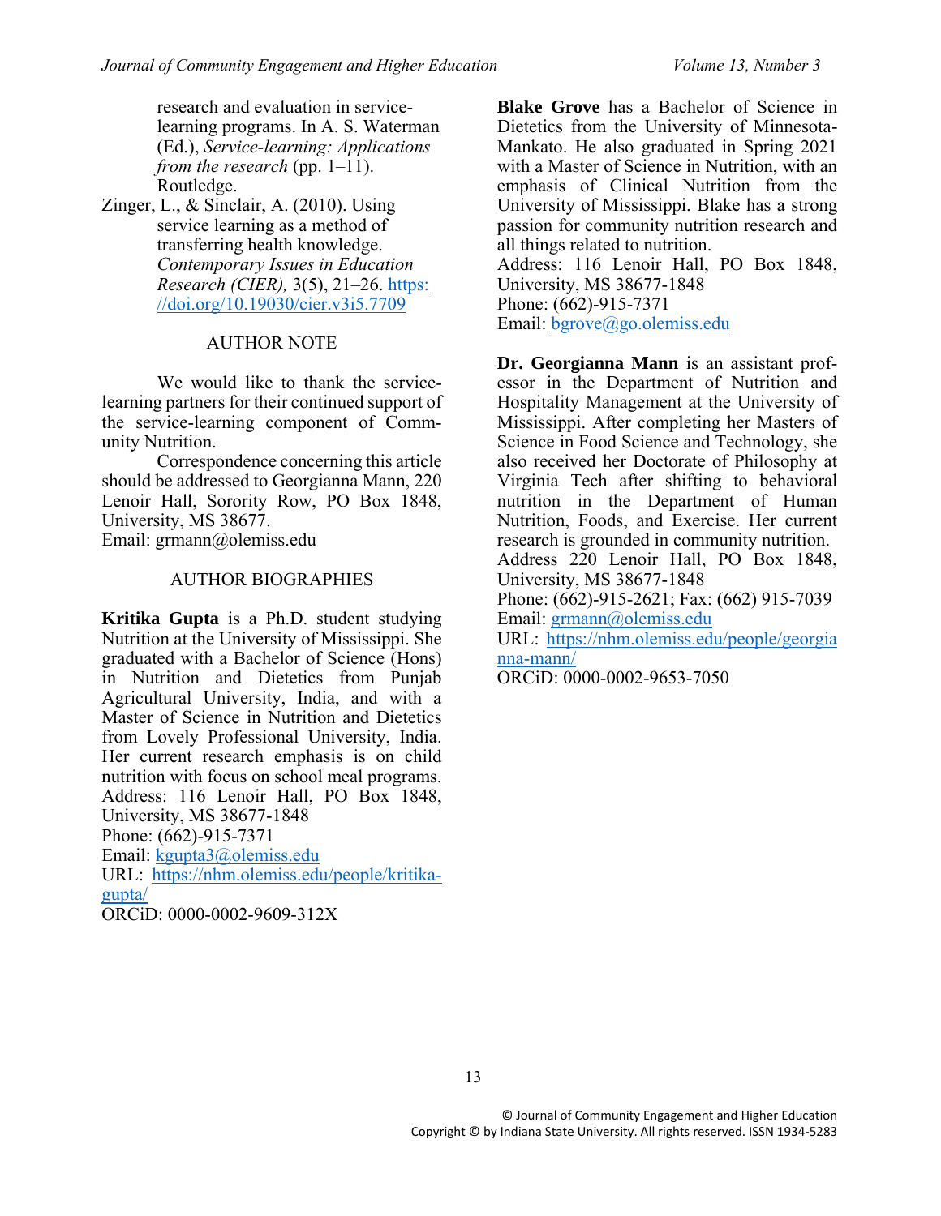research and evaluation in service-learning programs. In A. S. Waterman (Ed.), *Service-learning: Applications from the research* (pp. 1–11). Routledge.

Zinger, L., & Sinclair, A. (2010). Using service learning as a method of transferring health knowledge. *Contemporary Issues in Education Research (CIER),* 3(5), 21–26. https://doi.org/10.19030/cier.v3i5.7709

## AUTHOR NOTE

We would like to thank the service-learning partners for their continued support of the service-learning component of Community Nutrition.

Correspondence concerning this article should be addressed to Georgianna Mann, 220 Lenoir Hall, Sorority Row, PO Box 1848, University, MS 38677.
Email: grmann@olemiss.edu

## AUTHOR BIOGRAPHIES

**Kritika Gupta** is a Ph.D. student studying Nutrition at the University of Mississippi. She graduated with a Bachelor of Science (Hons) in Nutrition and Dietetics from Punjab Agricultural University, India, and with a Master of Science in Nutrition and Dietetics from Lovely Professional University, India. Her current research emphasis is on child nutrition with focus on school meal programs.
Address: 116 Lenoir Hall, PO Box 1848, University, MS 38677-1848
Phone: (662)-915-7371
Email: kgupta3@olemiss.edu
URL: https://nhm.olemiss.edu/people/kritika-gupta/
ORCiD: 0000-0002-9609-312X

**Blake Grove** has a Bachelor of Science in Dietetics from the University of Minnesota-Mankato. He also graduated in Spring 2021 with a Master of Science in Nutrition, with an emphasis of Clinical Nutrition from the University of Mississippi. Blake has a strong passion for community nutrition research and all things related to nutrition.
Address: 116 Lenoir Hall, PO Box 1848, University, MS 38677-1848
Phone: (662)-915-7371
Email: bgrove@go.olemiss.edu

**Dr. Georgianna Mann** is an assistant professor in the Department of Nutrition and Hospitality Management at the University of Mississippi. After completing her Masters of Science in Food Science and Technology, she also received her Doctorate of Philosophy at Virginia Tech after shifting to behavioral nutrition in the Department of Human Nutrition, Foods, and Exercise. Her current research is grounded in community nutrition.
Address 220 Lenoir Hall, PO Box 1848, University, MS 38677-1848
Phone: (662)-915-2621; Fax: (662) 915-7039
Email: grmann@olemiss.edu
URL: https://nhm.olemiss.edu/people/georgianna-mann/
ORCiD: 0000-0002-9653-7050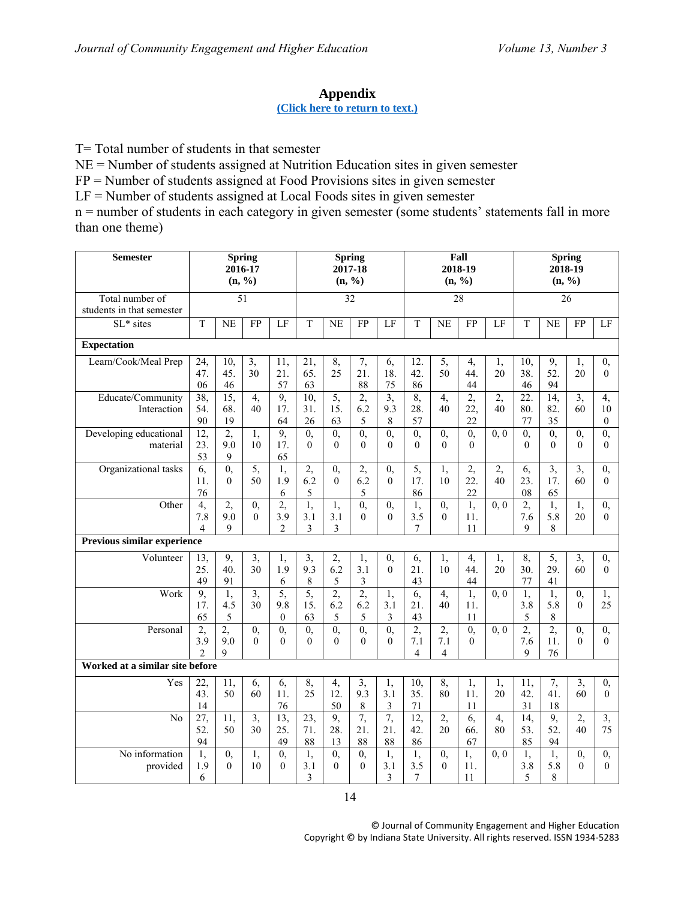## Appendix

(Click here to return to text.)

T= Total number of students in that semester
NE = Number of students assigned at Nutrition Education sites in given semester
FP = Number of students assigned at Food Provisions sites in given semester
LF = Number of students assigned at Local Foods sites in given semester
n = number of students in each category in given semester (some students' statements fall in more than one theme)

| Semester | Spring 2016-17 (n, %) | | | | Spring 2017-18 (n, %) | | | | Fall 2018-19 (n, %) | | | | Spring 2018-19 (n, %) | | | |
|---|---|---|---|---|---|---|---|---|---|---|---|---|---|---|---|---|
| Total number of students in that semester | 51 | | | | 32 | | | | 28 | | | | 26 | | | |
| SL* sites | T | NE | FP | LF | T | NE | FP | LF | T | NE | FP | LF | T | NE | FP | LF |
| **Expectation** | | | | | | | | | | | | | | | | |
| Learn/Cook/Meal Prep | 24, 47.06 | 10, 45.46 | 3, 30 | 11, 21.57 | 21, 65.63 | 8, 25 | 7, 21.88 | 6, 18.75 | 12. 42.86 | 5, 50 | 4, 44.44 | 1, 20 | 10, 38.46 | 9, 52.94 | 1, 20 | 0, 0 |
| Educate/Community Interaction | 38, 54.90 | 15, 68.19 | 4, 40 | 9, 17.64 | 10, 31.26 | 5, 15.63 | 2, 6.25 | 3, 9.38 | 8, 28.57 | 4, 40 | 2, 22,22 | 2, 40 | 22. 80.77 | 14, 82.35 | 3, 60 | 4, 100 |
| Developing educational material | 12, 23.53 | 2, 9.09 | 1, 10 | 9, 17.65 | 0, 0 | 0, 0 | 0, 0 | 0, 0 | 0, 0 | 0, 0 | 0, 0 | 0, 0 | 0, 0 | 0, 0 | 0, 0 | 0, 0 |
| Organizational tasks | 6, 11.76 | 0, 0 | 5, 50 | 1, 1.96 | 2, 6.25 | 0, 0 | 2, 6.25 | 0, 0 | 5, 17.86 | 1, 10 | 2, 22.22 | 2, 40 | 6, 23.08 | 3, 17.65 | 3, 60 | 0, 0 |
| Other | 4, 7.84 | 2, 9.09 | 0, 0 | 2, 3.92 | 1, 3.13 | 1, 3.13 | 0, 0 | 0, 0 | 1, 3.57 | 0, 0 | 1, 11.11 | 0, 0 | 2, 7.69 | 1, 5.88 | 1, 20 | 0, 0 |
| **Previous similar experience** | | | | | | | | | | | | | | | | |
| Volunteer | 13, 25.49 | 9, 40.91 | 3, 30 | 1, 1.96 | 3, 9.38 | 2, 6.25 | 1, 3.13 | 0, 0 | 6, 21.43 | 1, 10 | 4, 44.44 | 1, 20 | 8, 30.77 | 5, 29.41 | 3, 60 | 0, 0 |
| Work | 9, 17.65 | 1, 4.55 | 3, 30 | 5, 9.80 | 5, 15.63 | 2, 6.25 | 2, 6.25 | 1, 3.13 | 6, 21.43 | 4, 40 | 1, 11.11 | 0, 0 | 1, 3.85 | 1, 5.88 | 0, 0 | 1, 25 |
| Personal | 2, 3.92 | 2, 9.09 | 0, 0 | 0, 0 | 0, 0 | 0, 0 | 0, 0 | 0, 0 | 2, 7.14 | 2, 7.14 | 0, 0 | 0, 0 | 2, 7.69 | 2, 11.76 | 0, 0 | 0, 0 |
| **Worked at a similar site before** | | | | | | | | | | | | | | | | |
| Yes | 22, 43.14 | 11, 50 | 6, 60 | 6, 11.76 | 8, 25 | 4, 12.50 | 3, 9.38 | 1, 3.13 | 10, 35.71 | 8, 80 | 1, 11.11 | 1, 20 | 11, 42.31 | 7, 41.18 | 3, 60 | 0, 0 |
| No | 27, 52.94 | 11, 50 | 3, 30 | 13, 25.49 | 23, 71.88 | 9, 28.13 | 7, 21.88 | 7, 21.88 | 12, 42.86 | 2, 20 | 6, 66.67 | 4, 80 | 14, 53.85 | 9, 52.94 | 2, 40 | 3, 75 |
| No information provided | 1, 1.96 | 0, 0 | 1, 10 | 0, 0 | 1, 3.13 | 0, 0 | 0, 0 | 1, 3.13 | 1, 3.57 | 0, 0 | 1, 11.11 | 0, 0 | 1, 3.85 | 1, 5.88 | 0, 0 | 0, 0 |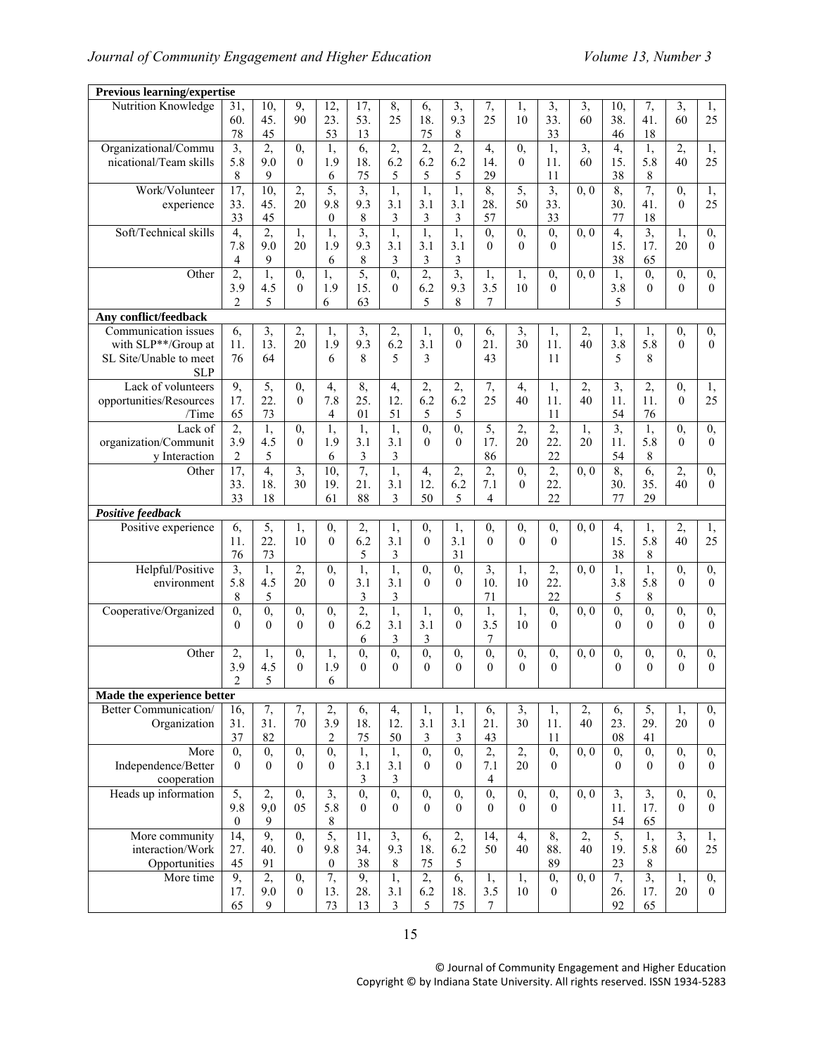| | | | | | | | | | | | | | | | | |
|---|---|---|---|---|---|---|---|---|---|---|---|---|---|---|---|---|
| **Previous learning/expertise** | | | | | | | | | | | | | | | | |
| Nutrition Knowledge | 31, 60.78 | 10, 45.45 | 9, 90 | 12, 23.53 | 17, 53.13 | 8, 25 | 6, 18.75 | 3, 9.38 | 7, 25 | 1, 10 | 3, 33.33 | 3, 60 | 10, 38.46 | 7, 41.18 | 3, 60 | 1, 25 |
| Organizational/Communicational/Team skills | 3, 5.88 | 2, 9.09 | 0, 0 | 1, 1.96 | 6, 18.75 | 2, 6.25 | 2, 6.25 | 2, 6.25 | 4, 14.29 | 0, 0 | 1, 11.11 | 3, 60 | 4, 15.38 | 1, 5.88 | 2, 40 | 1, 25 |
| Work/Volunteer experience | 17, 33.33 | 10, 45.45 | 2, 20 | 5, 9.80 | 3, 9.38 | 1, 3.13 | 1, 3.13 | 1, 3.13 | 8, 28.57 | 5, 50 | 3, 33.33 | 0, 0 | 8, 30.77 | 7, 41.18 | 0, 0 | 1, 25 |
| Soft/Technical skills | 4, 7.84 | 2, 9.09 | 1, 20 | 1, 1.96 | 3, 9.38 | 1, 3.13 | 1, 3.13 | 1, 3.13 | 0, 0 | 0, 0 | 0, 0 | 0, 0 | 4, 15.38 | 3, 17.65 | 1, 20 | 0, 0 |
| Other | 2, 3.92 | 1, 4.55 | 0, 0 | 1, 1.96 | 5, 15.63 | 0, 0 | 2, 6.25 | 3, 9.38 | 1, 3.57 | 1, 10 | 0, 0 | 0, 0 | 1, 3.85 | 0, 0 | 0, 0 | 0, 0 |
| **Any conflict/feedback** | | | | | | | | | | | | | | | | |
| Communication issues with SLP**/Group at SL Site/Unable to meet SLP | 6, 11.76 | 3, 13.64 | 2, 20 | 1, 1.96 | 3, 9.38 | 2, 6.25 | 1, 3.13 | 0, 0 | 6, 21.43 | 3, 30 | 1, 11.11 | 2, 40 | 1, 3.85 | 1, 5.88 | 0, 0 | 0, 0 |
| Lack of volunteers opportunities/Resources /Time | 9, 17.65 | 5, 22.73 | 0, 0 | 4, 7.84 | 8, 25.01 | 4, 12.51 | 2, 6.25 | 2, 6.25 | 7, 25 | 4, 40 | 1, 11.11 | 2, 40 | 3, 11.54 | 2, 11.76 | 0, 0 | 1, 25 |
| Lack of organization/Community Interaction | 2, 3.92 | 1, 4.55 | 0, 0 | 1, 1.96 | 1, 3.13 | 1, 3.13 | 0, 0 | 0, 0 | 5, 17.86 | 2, 20 | 2, 22.22 | 1, 20 | 3, 11.54 | 1, 5.88 | 0, 0 | 0, 0 |
| Other | 17, 33.33 | 4, 18.18 | 3, 30 | 10, 19.61 | 7, 21.88 | 1, 3.13 | 4, 12.50 | 2, 6.25 | 2, 7.14 | 0, 0 | 2, 22.22 | 0, 0 | 8, 30.77 | 6, 35.29 | 2, 40 | 0, 0 |
| ***Positive feedback*** | | | | | | | | | | | | | | | | |
| Positive experience | 6, 11.76 | 5, 22.73 | 1, 10 | 0, 0 | 2, 6.25 | 1, 3.13 | 0, 0 | 1, 3.131 | 0, 0 | 0, 0 | 0, 0 | 0, 0 | 4, 15.38 | 1, 5.88 | 2, 40 | 1, 25 |
| Helpful/Positive environment | 3, 5.88 | 1, 4.55 | 2, 20 | 0, 0 | 1, 3.13 | 1, 3.13 | 0, 0 | 0, 0 | 3, 10.71 | 1, 10 | 2, 22.22 | 0, 0 | 1, 3.85 | 1, 5.88 | 0, 0 | 0, 0 |
| Cooperative/Organized | 0, 0 | 0, 0 | 0, 0 | 0, 0 | 2, 6.26 | 1, 3.13 | 1, 3.13 | 0, 0 | 1, 3.57 | 1, 10 | 0, 0 | 0, 0 | 0, 0 | 0, 0 | 0, 0 | 0, 0 |
| Other | 2, 3.92 | 1, 4.55 | 0, 0 | 1, 1.96 | 0, 0 | 0, 0 | 0, 0 | 0, 0 | 0, 0 | 0, 0 | 0, 0 | 0, 0 | 0, 0 | 0, 0 | 0, 0 | 0, 0 |
| **Made the experience better** | | | | | | | | | | | | | | | | |
| Better Communication/ Organization | 16, 31.37 | 7, 31.82 | 7, 70 | 2, 3.92 | 6, 18.75 | 4, 12.50 | 1, 3.13 | 1, 3.13 | 6, 21.43 | 3, 30 | 1, 11.11 | 2, 40 | 6, 23.08 | 5, 29.41 | 1, 20 | 0, 0 |
| More Independence/Better cooperation | 0, 0 | 0, 0 | 0, 0 | 0, 0 | 1, 3.13 | 1, 3.13 | 0, 0 | 0, 0 | 2, 7.14 | 2, 20 | 0, 0 | 0, 0 | 0, 0 | 0, 0 | 0, 0 | 0, 0 |
| Heads up information | 5, 9.80 | 2, 9,09 | 0, 05 | 3, 5.88 | 0, 0 | 0, 0 | 0, 0 | 0, 0 | 0, 0 | 0, 0 | 0, 0 | 0, 0 | 3, 11.54 | 3, 17.65 | 0, 0 | 0, 0 |
| More community interaction/Work Opportunities | 14, 27.45 | 9, 40.91 | 0, 0 | 5, 9.80 | 11, 34.38 | 3, 9.38 | 6, 18.75 | 2, 6.25 | 14, 50 | 4, 40 | 8, 88.89 | 2, 40 | 5, 19.23 | 1, 5.88 | 3, 60 | 1, 25 |
| More time | 9, 17.65 | 2, 9.09 | 0, 0 | 7, 13.73 | 9, 28.13 | 1, 3.13 | 2, 6.25 | 6, 18.75 | 1, 3.57 | 1, 10 | 0, 0 | 0, 0 | 7, 26.92 | 3, 17.65 | 1, 20 | 0, 0 |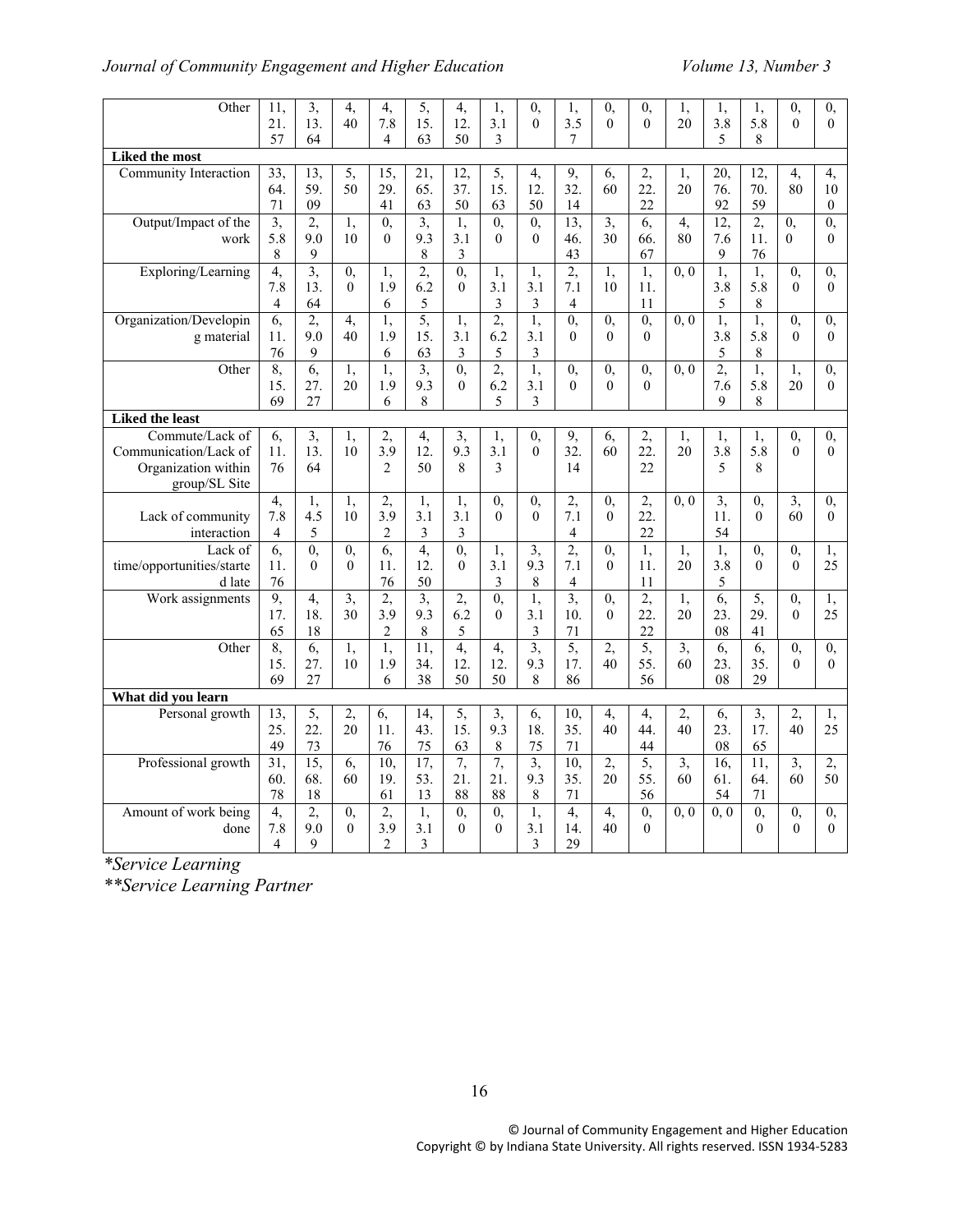| | | | | | | | | | | | | | | | | |
|---|---|---|---|---|---|---|---|---|---|---|---|---|---|---|---|---|
| Other | 11, 21.57 | 3, 13.64 | 4, 40 | 4, 7.84 | 5, 15.63 | 4, 12.50 | 1, 3.13 | 0, 0 | 1, 3.57 | 0, 0 | 0, 0 | 1, 20 | 1, 3.85 | 1, 5.88 | 0, 0 | 0, 0 |
| **Liked the most** | | | | | | | | | | | | | | | | |
| Community Interaction | 33, 64.71 | 13, 59.09 | 5, 50 | 15, 29.41 | 21, 65.63 | 12, 37.50 | 5, 15.63 | 4, 12.50 | 9, 32.14 | 6, 60 | 2, 22.22 | 1, 20 | 20, 76.92 | 12, 70.59 | 4, 80 | 4, 100 |
| Output/Impact of the work | 3, 5.88 | 2, 9.09 | 1, 10 | 0, 0 | 3, 9.38 | 1, 3.13 | 0, 0 | 0, 0 | 13, 46.43 | 3, 30 | 6, 66.67 | 4, 80 | 12, 7.69 | 2, 11.76 | 0, 0 | 0, 0 |
| Exploring/Learning | 4, 7.84 | 3, 13.64 | 0, 0 | 1, 1.96 | 2, 6.25 | 0, 0 | 1, 3.13 | 1, 3.13 | 2, 7.14 | 1, 10 | 1, 11.11 | 0, 0 | 1, 3.85 | 1, 5.88 | 0, 0 | 0, 0 |
| Organization/Developing material | 6, 11.76 | 2, 9.09 | 4, 40 | 1, 1.96 | 5, 15.63 | 1, 3.13 | 2, 6.25 | 1, 3.13 | 0, 0 | 0, 0 | 0, 0 | 0, 0 | 1, 3.85 | 1, 5.88 | 0, 0 | 0, 0 |
| Other | 8, 15.69 | 6, 27.27 | 1, 20 | 1, 1.96 | 3, 9.38 | 0, 0 | 2, 6.25 | 1, 3.13 | 0, 0 | 0, 0 | 0, 0 | 0, 0 | 2, 7.69 | 1, 5.88 | 1, 20 | 0, 0 |
| **Liked the least** | | | | | | | | | | | | | | | | |
| Commute/Lack of Communication/Lack of Organization within group/SL Site | 6, 11.76 | 3, 13.64 | 1, 10 | 2, 3.92 | 4, 12.50 | 3, 9.38 | 1, 3.13 | 0, 0 | 9, 32.14 | 6, 60 | 2, 22.22 | 1, 20 | 1, 3.85 | 1, 5.88 | 0, 0 | 0, 0 |
| Lack of community interaction | 4, 7.84 | 1, 4.55 | 1, 10 | 2, 3.92 | 1, 3.13 | 1, 3.13 | 0, 0 | 0, 0 | 2, 7.14 | 0, 0 | 2, 22.22 | 0, 0 | 3, 11.54 | 0, 0 | 3, 60 | 0, 0 |
| Lack of time/opportunities/started late | 6, 11.76 | 0, 0 | 0, 0 | 6, 11.76 | 4, 12.50 | 0, 0 | 1, 3.13 | 3, 9.38 | 2, 7.14 | 0, 0 | 1, 11.11 | 1, 20 | 1, 3.85 | 0, 0 | 0, 0 | 1, 25 |
| Work assignments | 9, 17.65 | 4, 18.18 | 3, 30 | 2, 3.92 | 3, 9.38 | 2, 6.25 | 0, 0 | 1, 3.13 | 3, 10.71 | 0, 0 | 2, 22.22 | 1, 20 | 6, 23.08 | 5, 29.41 | 0, 0 | 1, 25 |
| Other | 8, 15.69 | 6, 27.27 | 1, 10 | 1, 1.96 | 11, 34.38 | 4, 12.50 | 4, 12.50 | 3, 9.38 | 5, 17.86 | 2, 40 | 5, 55.56 | 3, 60 | 6, 23.08 | 6, 35.29 | 0, 0 | 0, 0 |
| **What did you learn** | | | | | | | | | | | | | | | | |
| Personal growth | 13, 25.49 | 5, 22.73 | 2, 20 | 6, 11.76 | 14, 43.75 | 5, 15.63 | 3, 9.38 | 6, 18.75 | 10, 35.71 | 4, 40 | 4, 44.44 | 2, 40 | 6, 23.08 | 3, 17.65 | 2, 40 | 1, 25 |
| Professional growth | 31, 60.78 | 15, 68.18 | 6, 60 | 10, 19.61 | 17, 53.13 | 7, 21.88 | 7, 21.88 | 3, 9.38 | 10, 35.71 | 2, 20 | 5, 55.56 | 3, 60 | 16, 61.54 | 11, 64.71 | 3, 60 | 2, 50 |
| Amount of work being done | 4, 7.84 | 2, 9.09 | 0, 0 | 2, 3.92 | 1, 3.13 | 0, 0 | 0, 0 | 1, 3.13 | 4, 14.29 | 4, 40 | 0, 0 | 0, 0 | 0, 0 | 0, 0 | 0, 0 | 0, 0 |

*\*Service Learning*

*\*\*Service Learning Partner*